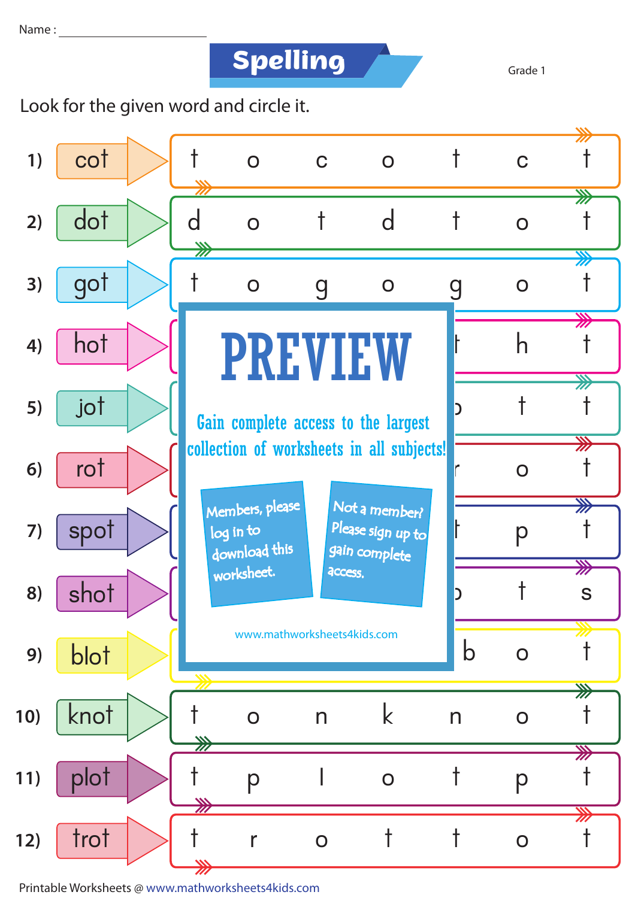Name : ____________________

# Spelling

Grade 1

Look for the given word and circle it.

| # | Word | | | | | | | |
|---|---|---|---|---|---|---|---|---|
| 1) | cot | t | o | c | o | t | c | t |
| 2) | dot | d | o | t | d | t | o | t |
| 3) | got | t | o | g | o | g | o | t |
| 4) | hot | | | | | t | h | t |
| 5) | jot | | | | | o | t | t |
| 6) | rot | | | | | r | o | t |
| 7) | spot | | | | | t | p | t |
| 8) | shot | | | | | o | t | s |
| 9) | blot | | | | | b | o | t |
| 10) | knot | t | o | n | k | n | o | t |
| 11) | plot | t | p | l | o | t | p | t |
| 12) | trot | t | r | o | t | t | o | t |

PREVIEW

Gain complete access to the largest collection of worksheets in all subjects!

Members, please log in to download this worksheet.

Not a member? Please sign up to gain complete access.

www.mathworksheets4kids.com

Printable Worksheets @ www.mathworksheets4kids.com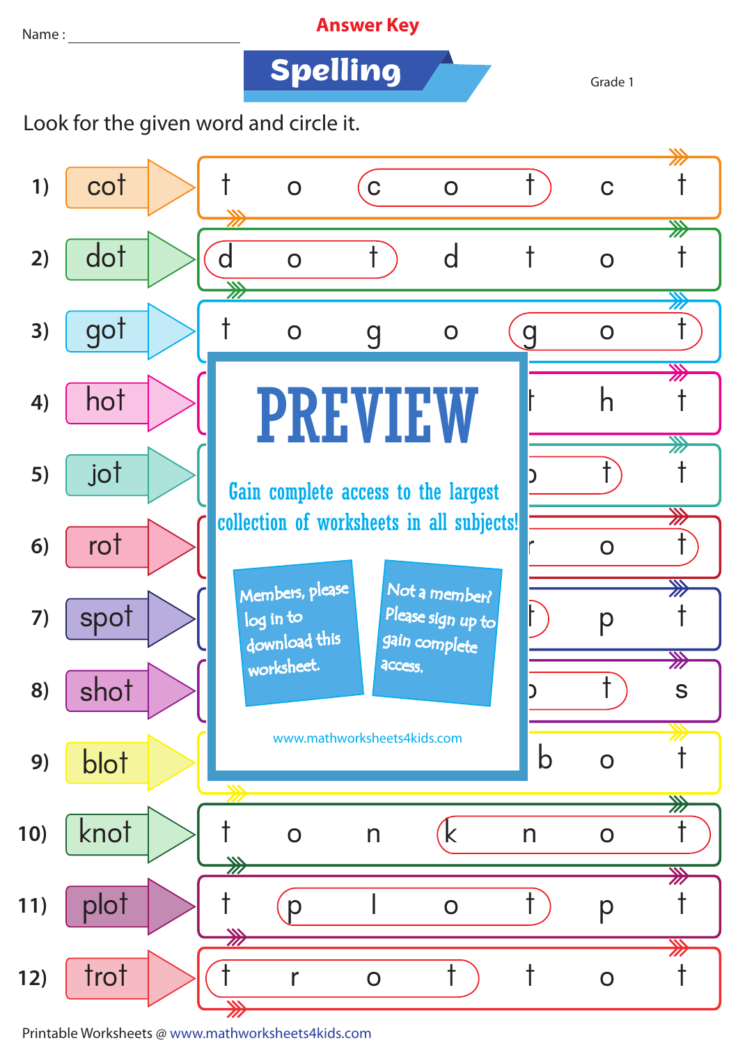Name : ___________________

**Answer Key**

# Spelling

Grade 1

Look for the given word and circle it.

| | | | | | | | | |
|---|---|---|---|---|---|---|---|---|
| 1) | cot | t | o | c | o | t | c | t |
| 2) | dot | d | o | t | d | t | o | t |
| 3) | got | t | o | g | o | g | o | t |
| 4) | hot | | | | | t | h | t |
| 5) | jot | | | | | o | t | t |
| 6) | rot | | | | | r | o | t |
| 7) | spot | | | | | t | p | t |
| 8) | shot | | | | | o | t | s |
| 9) | blot | | | | | b | o | t |
| 10) | knot | t | o | n | k | n | o | t |
| 11) | plot | t | p | l | o | t | p | t |
| 12) | trot | t | r | o | t | t | o | t |

PREVIEW

Gain complete access to the largest collection of worksheets in all subjects!

Members, please log in to download this worksheet.

Not a member? Please sign up to gain complete access.

www.mathworksheets4kids.com

Printable Worksheets @ www.mathworksheets4kids.com